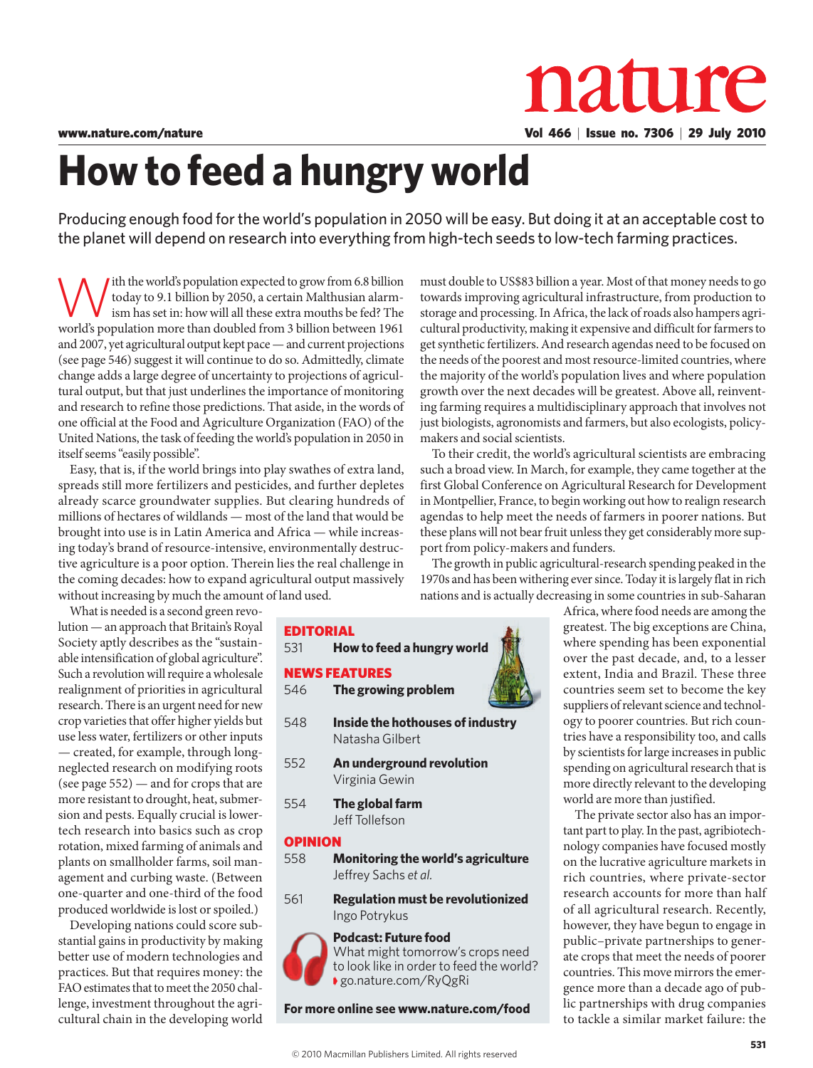# How to feed a hungry world

Producing enough food for the world's population in 2050 will be easy. But doing it at an acceptable cost to the planet will depend on research into everything from high-tech seeds to low-tech farming practices.

With the world's population expected to grow from 6.8 billion today to 9.1 billion by 2050, a certain Malthusian alarmism has set in: how will all these extra mouths be fed? The world's population more than doubled from 3 billion between 1961 and 2007, yet agricultural output kept pace — and current projections (see page 546) suggest it will continue to do so. Admittedly, climate change adds a large degree of uncertainty to projections of agricultural output, but that just underlines the importance of monitoring and research to refine those predictions. That aside, in the words of one official at the Food and Agriculture Organization (FAO) of the United Nations, the task of feeding the world's population in 2050 in itself seems "easily possible".

Easy, that is, if the world brings into play swathes of extra land, spreads still more fertilizers and pesticides, and further depletes already scarce groundwater supplies. But clearing hundreds of millions of hectares of wildlands — most of the land that would be brought into use is in Latin America and Africa — while increasing today's brand of resource-intensive, environmentally destructive agriculture is a poor option. Therein lies the real challenge in the coming decades: how to expand agricultural output massively without increasing by much the amount of land used.

What is needed is a second green revolution — an approach that Britain's Royal Society aptly describes as the "sustainable intensification of global agriculture". Such a revolution will require a wholesale realignment of priorities in agricultural research. There is an urgent need for new crop varieties that offer higher yields but use less water, fertilizers or other inputs — created, for example, through long-neglected research on modifying roots (see page 552) — and for crops that are more resistant to drought, heat, submersion and pests. Equally crucial is lower-tech research into basics such as crop rotation, mixed farming of animals and plants on smallholder farms, soil management and curbing waste. (Between one-quarter and one-third of the food produced worldwide is lost or spoiled.)

Developing nations could score substantial gains in productivity by making better use of modern technologies and practices. But that requires money: the FAO estimates that to meet the 2050 challenge, investment throughout the agricultural chain in the developing world must double to US$83 billion a year. Most of that money needs to go towards improving agricultural infrastructure, from production to storage and processing. In Africa, the lack of roads also hampers agricultural productivity, making it expensive and difficult for farmers to get synthetic fertilizers. And research agendas need to be focused on the needs of the poorest and most resource-limited countries, where the majority of the world's population lives and where population growth over the next decades will be greatest. Above all, reinventing farming requires a multidisciplinary approach that involves not just biologists, agronomists and farmers, but also ecologists, policy-makers and social scientists.

To their credit, the world's agricultural scientists are embracing such a broad view. In March, for example, they came together at the first Global Conference on Agricultural Research for Development in Montpellier, France, to begin working out how to realign research agendas to help meet the needs of farmers in poorer nations. But these plans will not bear fruit unless they get considerably more support from policy-makers and funders.

The growth in public agricultural-research spending peaked in the 1970s and has been withering ever since. Today it is largely flat in rich nations and is actually decreasing in some countries in sub-Saharan Africa, where food needs are among the greatest. The big exceptions are China, where spending has been exponential over the past decade, and, to a lesser extent, India and Brazil. These three countries seem set to become the key suppliers of relevant science and technology to poorer countries. But rich countries have a responsibility too, and calls by scientists for large increases in public spending on agricultural research that is more directly relevant to the developing world are more than justified.

The private sector also has an important part to play. In the past, agribiotechnology companies have focused mostly on the lucrative agriculture markets in rich countries, where private-sector research accounts for more than half of all agricultural research. Recently, however, they have begun to engage in public–private partnerships to generate crops that meet the needs of poorer countries. This move mirrors the emergence more than a decade ago of public partnerships with drug companies to tackle a similar market failure: the

**EDITORIAL**

531 **How to feed a hungry world**

**NEWS FEATURES**

546 **The growing problem**

548 **Inside the hothouses of industry**
Natasha Gilbert

552 **An underground revolution**
Virginia Gewin

554 **The global farm**
Jeff Tollefson

**OPINION**

558 **Monitoring the world's agriculture**
Jeffrey Sachs *et al.*

561 **Regulation must be revolutionized**
Ingo Potrykus

**Podcast: Future food**
What might tomorrow's crops need to look like in order to feed the world?
go.nature.com/RyQgRi

**For more online see www.nature.com/food**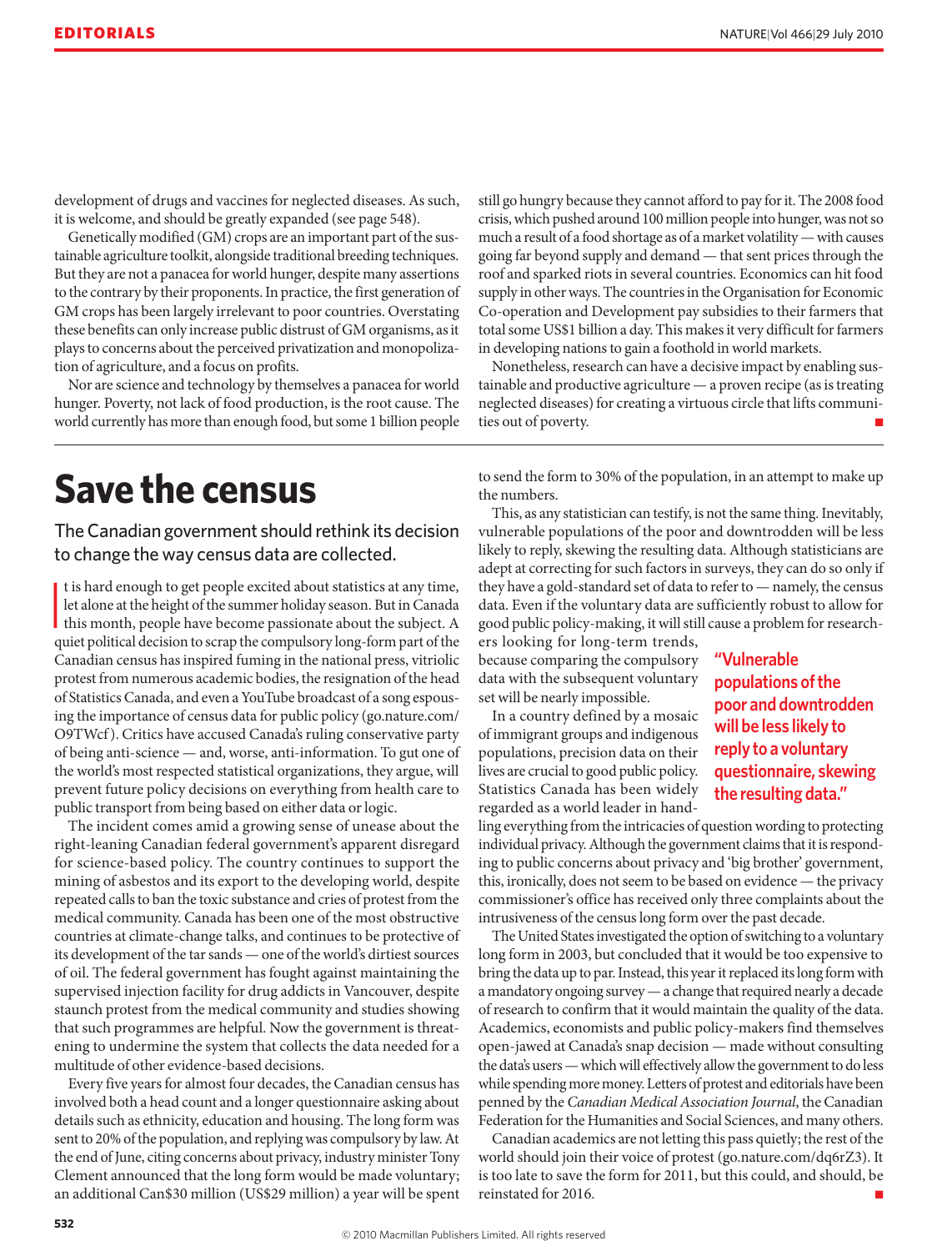development of drugs and vaccines for neglected diseases. As such, it is welcome, and should be greatly expanded (see page 548).

Genetically modified (GM) crops are an important part of the sustainable agriculture toolkit, alongside traditional breeding techniques. But they are not a panacea for world hunger, despite many assertions to the contrary by their proponents. In practice, the first generation of GM crops has been largely irrelevant to poor countries. Overstating these benefits can only increase public distrust of GM organisms, as it plays to concerns about the perceived privatization and monopolization of agriculture, and a focus on profits.

Nor are science and technology by themselves a panacea for world hunger. Poverty, not lack of food production, is the root cause. The world currently has more than enough food, but some 1 billion people still go hungry because they cannot afford to pay for it. The 2008 food crisis, which pushed around 100 million people into hunger, was not so much a result of a food shortage as of a market volatility — with causes going far beyond supply and demand — that sent prices through the roof and sparked riots in several countries. Economics can hit food supply in other ways. The countries in the Organisation for Economic Co-operation and Development pay subsidies to their farmers that total some US$1 billion a day. This makes it very difficult for farmers in developing nations to gain a foothold in world markets.

Nonetheless, research can have a decisive impact by enabling sustainable and productive agriculture — a proven recipe (as is treating neglected diseases) for creating a virtuous circle that lifts communities out of poverty.

# Save the census

## The Canadian government should rethink its decision to change the way census data are collected.

It is hard enough to get people excited about statistics at any time, let alone at the height of the summer holiday season. But in Canada this month, people have become passionate about the subject. A quiet political decision to scrap the compulsory long-form part of the Canadian census has inspired fuming in the national press, vitriolic protest from numerous academic bodies, the resignation of the head of Statistics Canada, and even a YouTube broadcast of a song espousing the importance of census data for public policy (go.nature.com/O9TWcf). Critics have accused Canada's ruling conservative party of being anti-science — and, worse, anti-information. To gut one of the world's most respected statistical organizations, they argue, will prevent future policy decisions on everything from health care to public transport from being based on either data or logic.

The incident comes amid a growing sense of unease about the right-leaning Canadian federal government's apparent disregard for science-based policy. The country continues to support the mining of asbestos and its export to the developing world, despite repeated calls to ban the toxic substance and cries of protest from the medical community. Canada has been one of the most obstructive countries at climate-change talks, and continues to be protective of its development of the tar sands — one of the world's dirtiest sources of oil. The federal government has fought against maintaining the supervised injection facility for drug addicts in Vancouver, despite staunch protest from the medical community and studies showing that such programmes are helpful. Now the government is threatening to undermine the system that collects the data needed for a multitude of other evidence-based decisions.

Every five years for almost four decades, the Canadian census has involved both a head count and a longer questionnaire asking about details such as ethnicity, education and housing. The long form was sent to 20% of the population, and replying was compulsory by law. At the end of June, citing concerns about privacy, industry minister Tony Clement announced that the long form would be made voluntary; an additional Can$30 million (US$29 million) a year will be spent to send the form to 30% of the population, in an attempt to make up the numbers.

This, as any statistician can testify, is not the same thing. Inevitably, vulnerable populations of the poor and downtrodden will be less likely to reply, skewing the resulting data. Although statisticians are adept at correcting for such factors in surveys, they can do so only if they have a gold-standard set of data to refer to — namely, the census data. Even if the voluntary data are sufficiently robust to allow for good public policy-making, it will still cause a problem for researchers looking for long-term trends, because comparing the compulsory data with the subsequent voluntary set will be nearly impossible.

**"Vulnerable populations of the poor and downtrodden will be less likely to reply to a voluntary questionnaire, skewing the resulting data."**

In a country defined by a mosaic of immigrant groups and indigenous populations, precision data on their lives are crucial to good public policy. Statistics Canada has been widely regarded as a world leader in handling everything from the intricacies of question wording to protecting individual privacy. Although the government claims that it is responding to public concerns about privacy and 'big brother' government, this, ironically, does not seem to be based on evidence — the privacy commissioner's office has received only three complaints about the intrusiveness of the census long form over the past decade.

The United States investigated the option of switching to a voluntary long form in 2003, but concluded that it would be too expensive to bring the data up to par. Instead, this year it replaced its long form with a mandatory ongoing survey — a change that required nearly a decade of research to confirm that it would maintain the quality of the data. Academics, economists and public policy-makers find themselves open-jawed at Canada's snap decision — made without consulting the data's users — which will effectively allow the government to do less while spending more money. Letters of protest and editorials have been penned by the *Canadian Medical Association Journal*, the Canadian Federation for the Humanities and Social Sciences, and many others.

Canadian academics are not letting this pass quietly; the rest of the world should join their voice of protest (go.nature.com/dq6rZ3). It is too late to save the form for 2011, but this could, and should, be reinstated for 2016.